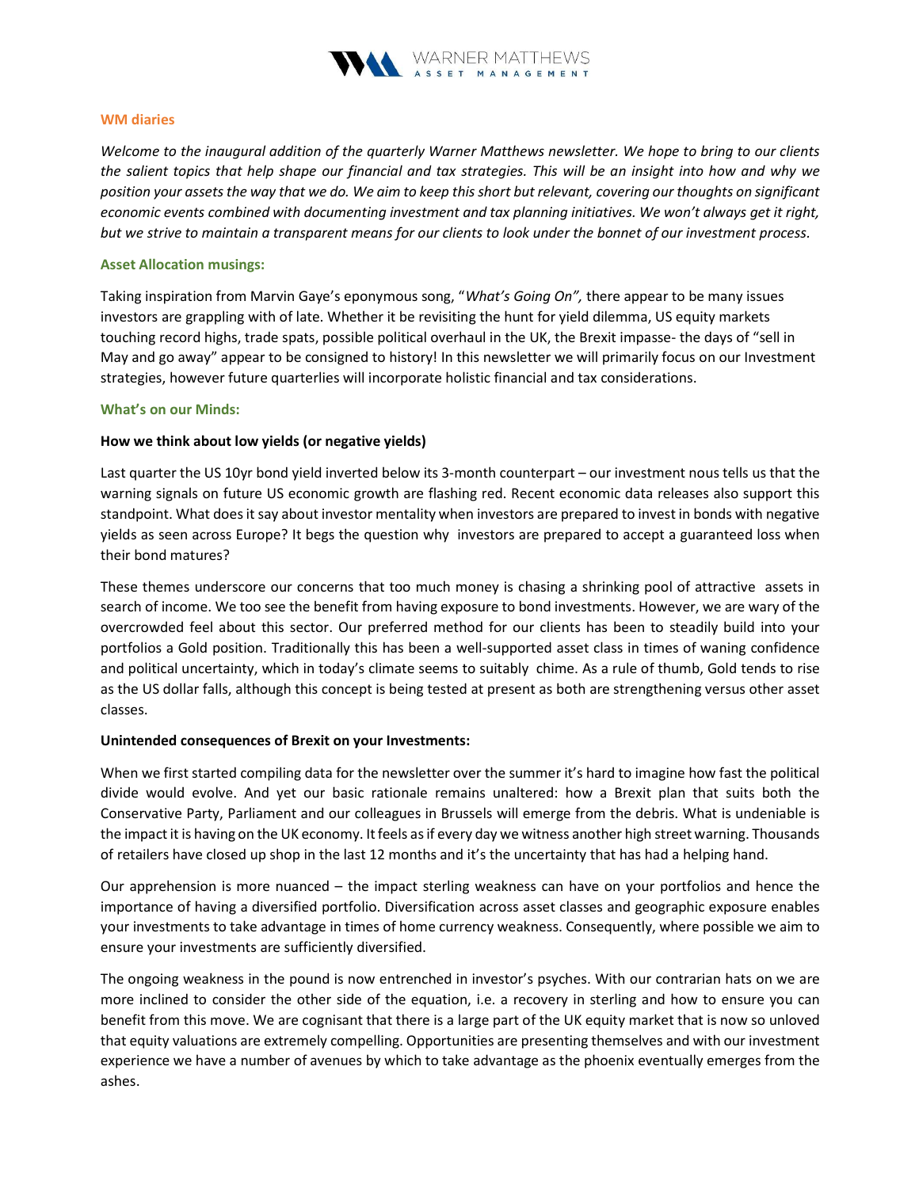## WM diaries

*Welcome to the inaugural addition of the quarterly Warner Matthews newsletter. We hope to bring to our clients the salient topics that help shape our financial and tax strategies. This will be an insight into how and why we position your assets the way that we do. We aim to keep this short but relevant, covering our thoughts on significant economic events combined with documenting investment and tax planning initiatives. We won't always get it right, but we strive to maintain a transparent means for our clients to look under the bonnet of our investment process.*

## Asset Allocation musings:

Taking inspiration from Marvin Gaye's eponymous song, "*What's Going On",* there appear to be many issues investors are grappling with of late. Whether it be revisiting the hunt for yield dilemma, US equity markets touching record highs, trade spats, possible political overhaul in the UK, the Brexit impasse- the days of "sell in May and go away" appear to be consigned to history! In this newsletter we will primarily focus on our Investment strategies, however future quarterlies will incorporate holistic financial and tax considerations.

## What's on our Minds:

### How we think about low yields (or negative yields)

Last quarter the US 10yr bond yield inverted below its 3-month counterpart – our investment nous tells us that the warning signals on future US economic growth are flashing red. Recent economic data releases also support this standpoint. What does it say about investor mentality when investors are prepared to invest in bonds with negative yields as seen across Europe? It begs the question why investors are prepared to accept a guaranteed loss when their bond matures?

These themes underscore our concerns that too much money is chasing a shrinking pool of attractive assets in search of income. We too see the benefit from having exposure to bond investments. However, we are wary of the overcrowded feel about this sector. Our preferred method for our clients has been to steadily build into your portfolios a Gold position. Traditionally this has been a well-supported asset class in times of waning confidence and political uncertainty, which in today's climate seems to suitably chime. As a rule of thumb, Gold tends to rise as the US dollar falls, although this concept is being tested at present as both are strengthening versus other asset classes.

### Unintended consequences of Brexit on your Investments:

When we first started compiling data for the newsletter over the summer it's hard to imagine how fast the political divide would evolve. And yet our basic rationale remains unaltered: how a Brexit plan that suits both the Conservative Party, Parliament and our colleagues in Brussels will emerge from the debris. What is undeniable is the impact it is having on the UK economy. It feels as if every day we witness another high street warning. Thousands of retailers have closed up shop in the last 12 months and it's the uncertainty that has had a helping hand.

Our apprehension is more nuanced – the impact sterling weakness can have on your portfolios and hence the importance of having a diversified portfolio. Diversification across asset classes and geographic exposure enables your investments to take advantage in times of home currency weakness. Consequently, where possible we aim to ensure your investments are sufficiently diversified.

The ongoing weakness in the pound is now entrenched in investor's psyches. With our contrarian hats on we are more inclined to consider the other side of the equation, i.e. a recovery in sterling and how to ensure you can benefit from this move. We are cognisant that there is a large part of the UK equity market that is now so unloved that equity valuations are extremely compelling. Opportunities are presenting themselves and with our investment experience we have a number of avenues by which to take advantage as the phoenix eventually emerges from the ashes.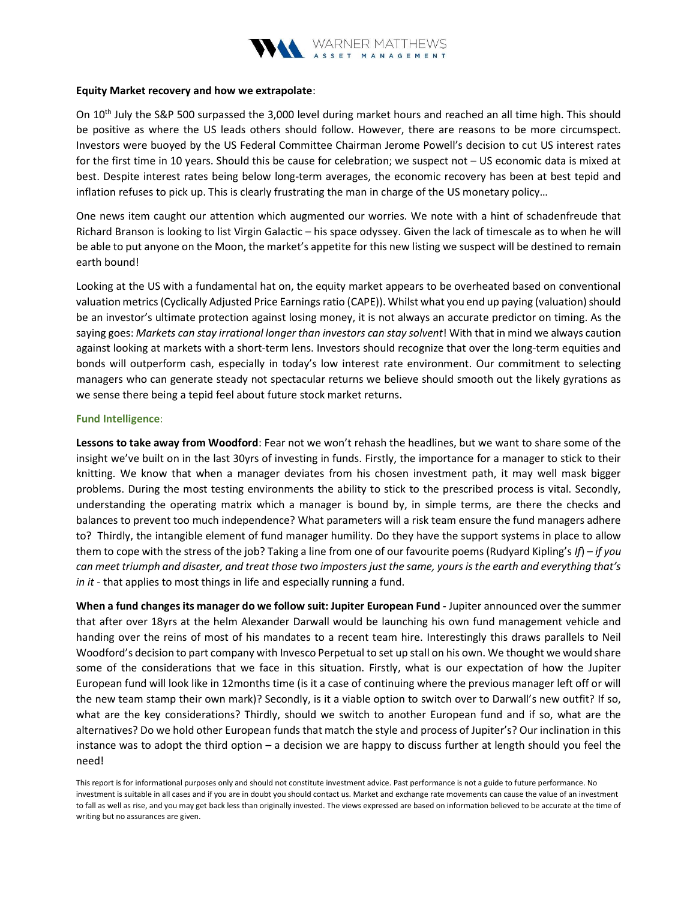**Equity Market recovery and how we extrapolate**:

On 10th July the S&P 500 surpassed the 3,000 level during market hours and reached an all time high. This should be positive as where the US leads others should follow. However, there are reasons to be more circumspect. Investors were buoyed by the US Federal Committee Chairman Jerome Powell's decision to cut US interest rates for the first time in 10 years. Should this be cause for celebration; we suspect not – US economic data is mixed at best. Despite interest rates being below long-term averages, the economic recovery has been at best tepid and inflation refuses to pick up. This is clearly frustrating the man in charge of the US monetary policy…

One news item caught our attention which augmented our worries. We note with a hint of schadenfreude that Richard Branson is looking to list Virgin Galactic – his space odyssey. Given the lack of timescale as to when he will be able to put anyone on the Moon, the market's appetite for this new listing we suspect will be destined to remain earth bound!

Looking at the US with a fundamental hat on, the equity market appears to be overheated based on conventional valuation metrics (Cyclically Adjusted Price Earnings ratio (CAPE)). Whilst what you end up paying (valuation) should be an investor's ultimate protection against losing money, it is not always an accurate predictor on timing. As the saying goes: *Markets can stay irrational longer than investors can stay solvent*! With that in mind we always caution against looking at markets with a short-term lens. Investors should recognize that over the long-term equities and bonds will outperform cash, especially in today's low interest rate environment. Our commitment to selecting managers who can generate steady not spectacular returns we believe should smooth out the likely gyrations as we sense there being a tepid feel about future stock market returns.

**Fund Intelligence**:

**Lessons to take away from Woodford**: Fear not we won't rehash the headlines, but we want to share some of the insight we've built on in the last 30yrs of investing in funds. Firstly, the importance for a manager to stick to their knitting. We know that when a manager deviates from his chosen investment path, it may well mask bigger problems. During the most testing environments the ability to stick to the prescribed process is vital. Secondly, understanding the operating matrix which a manager is bound by, in simple terms, are there the checks and balances to prevent too much independence? What parameters will a risk team ensure the fund managers adhere to? Thirdly, the intangible element of fund manager humility. Do they have the support systems in place to allow them to cope with the stress of the job? Taking a line from one of our favourite poems (Rudyard Kipling's *If*) – *if you can meet triumph and disaster, and treat those two imposters just the same, yours is the earth and everything that's in it* - that applies to most things in life and especially running a fund.

**When a fund changes its manager do we follow suit: Jupiter European Fund -** Jupiter announced over the summer that after over 18yrs at the helm Alexander Darwall would be launching his own fund management vehicle and handing over the reins of most of his mandates to a recent team hire. Interestingly this draws parallels to Neil Woodford's decision to part company with Invesco Perpetual to set up stall on his own. We thought we would share some of the considerations that we face in this situation. Firstly, what is our expectation of how the Jupiter European fund will look like in 12months time (is it a case of continuing where the previous manager left off or will the new team stamp their own mark)? Secondly, is it a viable option to switch over to Darwall's new outfit? If so, what are the key considerations? Thirdly, should we switch to another European fund and if so, what are the alternatives? Do we hold other European funds that match the style and process of Jupiter's? Our inclination in this instance was to adopt the third option – a decision we are happy to discuss further at length should you feel the need!

This report is for informational purposes only and should not constitute investment advice. Past performance is not a guide to future performance. No investment is suitable in all cases and if you are in doubt you should contact us. Market and exchange rate movements can cause the value of an investment to fall as well as rise, and you may get back less than originally invested. The views expressed are based on information believed to be accurate at the time of writing but no assurances are given.